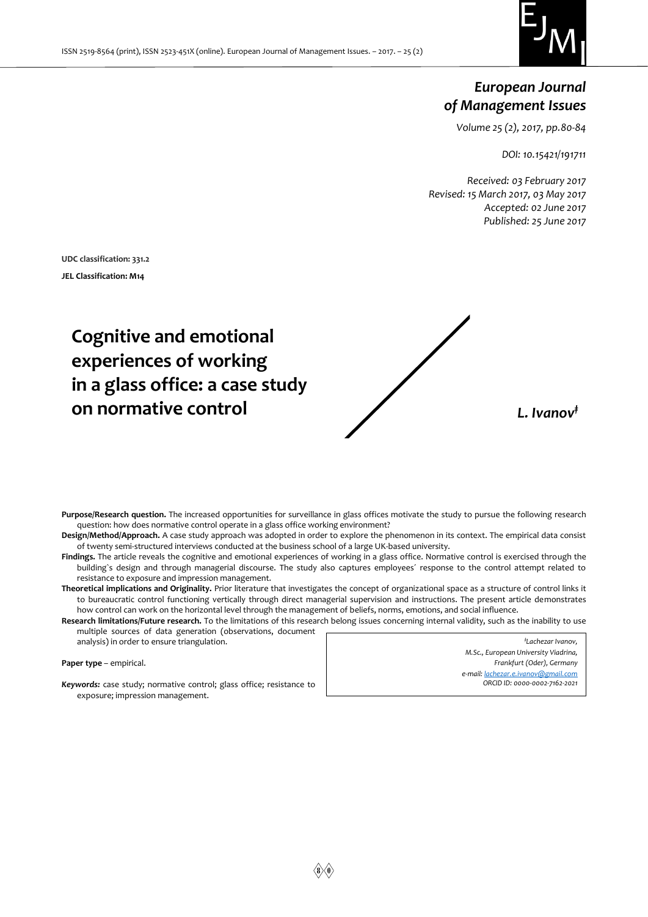## *European Journal of Management Issues*

*Volume 25 (2), 2017, pp.80-84*

*DOI: 10.15421/191711*

*Received: 03 February 2017*
*Revised: 15 March 2017, 03 May 2017*
*Accepted: 02 June 2017*
*Published: 25 June 2017*

**UDC classification: 331.2**

**JEL Classification: M14**

# Cognitive and emotional experiences of working in a glass office: a case study on normative control

***L. Ivanov‡***

**Purpose/Research question.** The increased opportunities for surveillance in glass offices motivate the study to pursue the following research question: how does normative control operate in a glass office working environment?

**Design/Method/Approach.** A case study approach was adopted in order to explore the phenomenon in its context. The empirical data consist of twenty semi-structured interviews conducted at the business school of a large UK-based university.

**Findings.** The article reveals the cognitive and emotional experiences of working in a glass office. Normative control is exercised through the building`s design and through managerial discourse. The study also captures employees´ response to the control attempt related to resistance to exposure and impression management.

**Theoretical implications and Originality.** Prior literature that investigates the concept of organizational space as a structure of control links it to bureaucratic control functioning vertically through direct managerial supervision and instructions. The present article demonstrates how control can work on the horizontal level through the management of beliefs, norms, emotions, and social influence.

**Research limitations/Future research.** To the limitations of this research belong issues concerning internal validity, such as the inability to use multiple sources of data generation (observations, document analysis) in order to ensure triangulation.

**Paper type** – empirical.

***Keywords:*** case study; normative control; glass office; resistance to exposure; impression management.

*‡Lachezar Ivanov,*
*M.Sc., European University Viadrina,*
*Frankfurt (Oder), Germany*
*e-mail: lachezar.e.ivanov@gmail.com*
*ORCID ID: 0000-0002-7162-2021*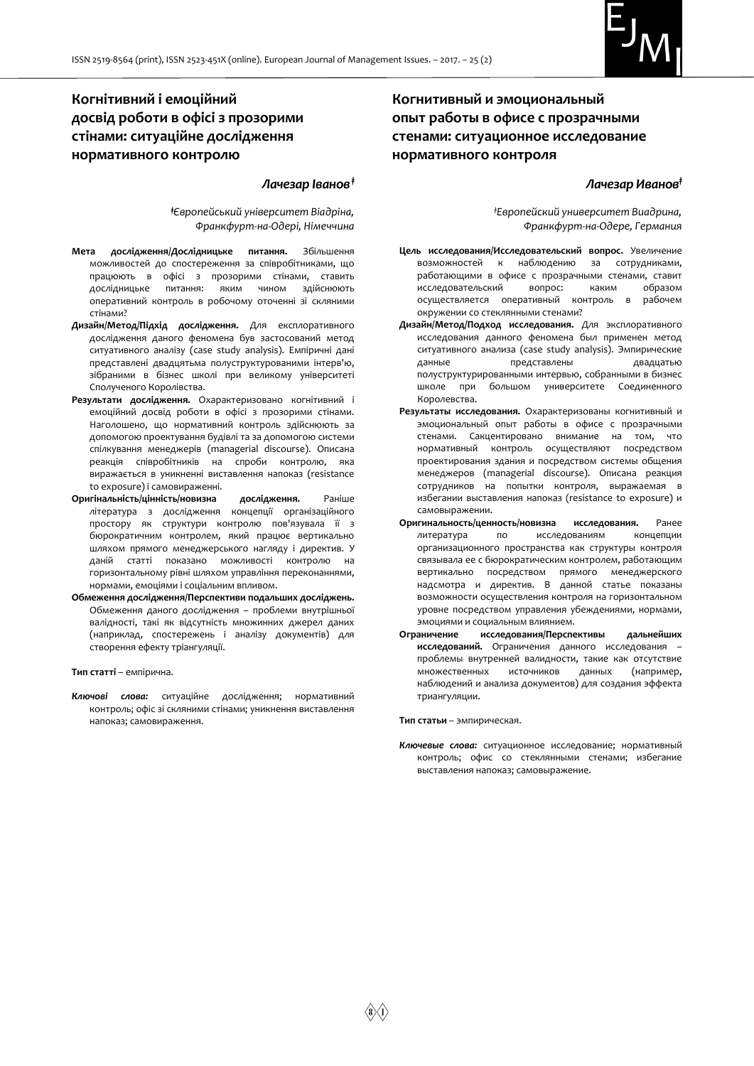## Когнітивний і емоційний досвід роботи в офісі з прозорими стінами: ситуаційне дослідження нормативного контролю

***Лачезар Іванов*** [‡]

*[‡]Європейський університет Віадріна, Франкфурт-на-Одері, Німеччина*

**Мета дослідження/Дослідницьке питання.** Збільшення можливостей до спостереження за співробітниками, що працюють в офісі з прозорими стінами, ставить дослідницьке питання: яким чином здійснюють оперативний контроль в робочому оточенні зі скляними стінами?

**Дизайн/Метод/Підхід дослідження.** Для експлоративного дослідження даного феномена був застосований метод ситуативного аналізу (case study analysis). Емпіричні дані представлені двадцятьма полуструктурованими інтерв'ю, зібраними в бізнес школі при великому університеті Сполученого Королівства.

**Результати дослідження.** Охарактеризовано когнітивний і емоційний досвід роботи в офісі з прозорими стінами. Наголошено, що нормативний контроль здійснюють за допомогою проектування будівлі та за допомогою системи спілкування менеджерів (managerial discourse). Описана реакція співробітників на спроби контролю, яка виражається в уникненні виставлення напоказ (resistance to exposure) і самовираженні.

**Оригінальність/цінність/новизна дослідження.** Раніше література з дослідження концепції організаційного простору як структури контролю пов'язувала її з бюрократичним контролем, який працює вертикально шляхом прямого менеджерського нагляду і директив. У даній статті показано можливості контролю на горизонтальному рівні шляхом управління переконаннями, нормами, емоціями і соціальним впливом.

**Обмеження дослідження/Перспективи подальших досліджень.** Обмеження даного дослідження – проблеми внутрішньої валідності, такі як відсутність множинних джерел даних (наприклад, спостережень і аналізу документів) для створення ефекту тріангуляції.

**Тип статті** – емпірична.

***Ключові слова:*** ситуаційне дослідження; нормативний контроль; офіс зі скляними стінами; уникнення виставлення напоказ; самовираження.

## Когнитивный и эмоциональный опыт работы в офисе с прозрачными стенами: ситуационное исследование нормативного контроля

***Лачезар Иванов*** [‡]

*[‡]Европейский университет Виадрина, Франкфурт-на-Одере, Германия*

**Цель исследования/Исследовательский вопрос.** Увеличение возможностей к наблюдению за сотрудниками, работающими в офисе с прозрачными стенами, ставит исследовательский вопрос: каким образом осуществляется оперативный контроль в рабочем окружении со стеклянными стенами?

**Дизайн/Метод/Подход исследования.** Для эксплоративного исследования данного феномена был применен метод ситуативного анализа (case study analysis). Эмпирические данные представлены двадцатью полуструктурированными интервью, собранными в бизнес школе при большом университете Соединенного Королевства.

**Результаты исследования.** Охарактеризованы когнитивный и эмоциональный опыт работы в офисе с прозрачными стенами. Сакцентировано внимание на том, что нормативный контроль осуществляют посредством проектирования здания и посредством системы общения менеджеров (managerial discourse). Описана реакция сотрудников на попытки контроля, выражаемая в избегании выставления напоказ (resistance to exposure) и самовыражении.

**Оригинальность/ценность/новизна исследования.** Ранее литература по исследованиям концепции организационного пространства как структуры контроля связывала ее с бюрократическим контролем, работающим вертикально посредством прямого менеджерского надсмотра и директив. В данной статье показаны возможности осуществления контроля на горизонтальном уровне посредством управления убеждениями, нормами, эмоциями и социальным влиянием.

**Ограничение исследования/Перспективы дальнейших исследований.** Ограничения данного исследования – проблемы внутренней валидности, такие как отсутствие множественных источников данных (например, наблюдений и анализа документов) для создания эффекта триангуляции.

**Тип статьи** – эмпирическая.

***Ключевые слова:*** ситуационное исследование; нормативный контроль; офис со стеклянными стенами; избегание выставления напоказ; самовыражение.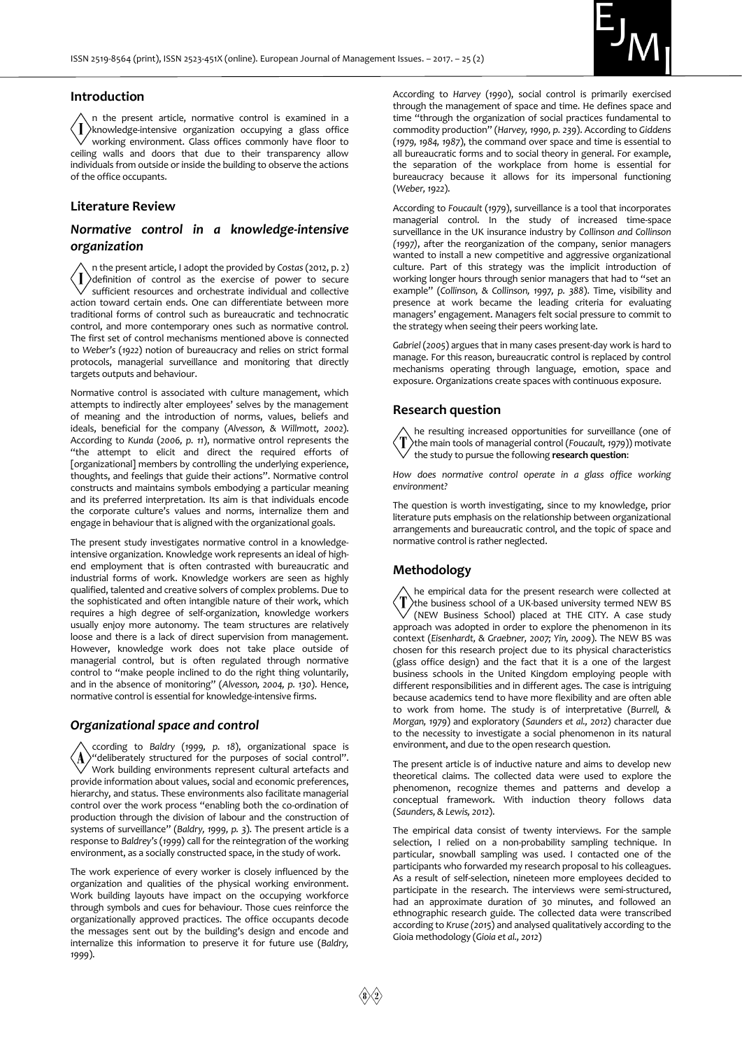## Introduction

In the present article, normative control is examined in a knowledge-intensive organization occupying a glass office working environment. Glass offices commonly have floor to ceiling walls and doors that due to their transparency allow individuals from outside or inside the building to observe the actions of the office occupants.

## Literature Review

### Normative control in a knowledge-intensive organization

In the present article, I adopt the provided by *Costas* (2012, p. 2) definition of control as the exercise of power to secure sufficient resources and orchestrate individual and collective action toward certain ends. One can differentiate between more traditional forms of control such as bureaucratic and technocratic control, and more contemporary ones such as normative control. The first set of control mechanisms mentioned above is connected to *Weber's* (1922) notion of bureaucracy and relies on strict formal protocols, managerial surveillance and monitoring that directly targets outputs and behaviour.

Normative control is associated with culture management, which attempts to indirectly alter employees' selves by the management of meaning and the introduction of norms, values, beliefs and ideals, beneficial for the company (*Alvesson, & Willmott, 2002*). According to *Kunda* (*2006, p. 11*), normative ontrol represents the "the attempt to elicit and direct the required efforts of [organizational] members by controlling the underlying experience, thoughts, and feelings that guide their actions". Normative control constructs and maintains symbols embodying a particular meaning and its preferred interpretation. Its aim is that individuals encode the corporate culture's values and norms, internalize them and engage in behaviour that is aligned with the organizational goals.

The present study investigates normative control in a knowledge-intensive organization. Knowledge work represents an ideal of high-end employment that is often contrasted with bureaucratic and industrial forms of work. Knowledge workers are seen as highly qualified, talented and creative solvers of complex problems. Due to the sophisticated and often intangible nature of their work, which requires a high degree of self-organization, knowledge workers usually enjoy more autonomy. The team structures are relatively loose and there is a lack of direct supervision from management. However, knowledge work does not take place outside of managerial control, but is often regulated through normative control to "make people inclined to do the right thing voluntarily, and in the absence of monitoring" (*Alvesson, 2004, p. 130*). Hence, normative control is essential for knowledge-intensive firms.

### Organizational space and control

According to *Baldry* (*1999, p. 18*), organizational space is "deliberately structured for the purposes of social control". Work building environments represent cultural artefacts and provide information about values, social and economic preferences, hierarchy, and status. These environments also facilitate managerial control over the work process "enabling both the co-ordination of production through the division of labour and the construction of systems of surveillance" (*Baldry, 1999, p. 3*). The present article is a response to *Baldrey's* (*1999*) call for the reintegration of the working environment, as a socially constructed space, in the study of work.

The work experience of every worker is closely influenced by the organization and qualities of the physical working environment. Work building layouts have impact on the occupying workforce through symbols and cues for behaviour. Those cues reinforce the organizationally approved practices. The office occupants decode the messages sent out by the building's design and encode and internalize this information to preserve it for future use (*Baldry, 1999*).

According to *Harvey* (*1990*), social control is primarily exercised through the management of space and time. He defines space and time "through the organization of social practices fundamental to commodity production" (*Harvey, 1990, p. 239*). According to *Giddens* (*1979, 1984, 1987*), the command over space and time is essential to all bureaucratic forms and to social theory in general. For example, the separation of the workplace from home is essential for bureaucracy because it allows for its impersonal functioning (*Weber, 1922*).

According to *Foucault* (*1979*), surveillance is a tool that incorporates managerial control. In the study of increased time-space surveillance in the UK insurance industry by *Collinson and Collinson (1997)*, after the reorganization of the company, senior managers wanted to install a new competitive and aggressive organizational culture. Part of this strategy was the implicit introduction of working longer hours through senior managers that had to "set an example" (*Collinson, & Collinson, 1997, p. 388*). Time, visibility and presence at work became the leading criteria for evaluating managers' engagement. Managers felt social pressure to commit to the strategy when seeing their peers working late.

*Gabriel* (*2005*) argues that in many cases present-day work is hard to manage. For this reason, bureaucratic control is replaced by control mechanisms operating through language, emotion, space and exposure. Organizations create spaces with continuous exposure.

## Research question

The resulting increased opportunities for surveillance (one of the main tools of managerial control (*Foucault, 1979*)) motivate the study to pursue the following **research question**:

*How does normative control operate in a glass office working environment?*

The question is worth investigating, since to my knowledge, prior literature puts emphasis on the relationship between organizational arrangements and bureaucratic control, and the topic of space and normative control is rather neglected.

## Methodology

The empirical data for the present research were collected at the business school of a UK-based university termed NEW BS (NEW Business School) placed at THE CITY. A case study approach was adopted in order to explore the phenomenon in its context (*Eisenhardt, & Graebner, 2007; Yin, 2009*). The NEW BS was chosen for this research project due to its physical characteristics (glass office design) and the fact that it is a one of the largest business schools in the United Kingdom employing people with different responsibilities and in different ages. The case is intriguing because academics tend to have more flexibility and are often able to work from home. The study is of interpretative (*Burrell, & Morgan, 1979*) and exploratory (*Saunders et al., 2012*) character due to the necessity to investigate a social phenomenon in its natural environment, and due to the open research question.

The present article is of inductive nature and aims to develop new theoretical claims. The collected data were used to explore the phenomenon, recognize themes and patterns and develop a conceptual framework. With induction theory follows data (*Saunders, & Lewis, 2012*).

The empirical data consist of twenty interviews. For the sample selection, I relied on a non-probability sampling technique. In particular, snowball sampling was used. I contacted one of the participants who forwarded my research proposal to his colleagues. As a result of self-selection, nineteen more employees decided to participate in the research. The interviews were semi-structured, had an approximate duration of 30 minutes, and followed an ethnographic research guide. The collected data were transcribed according to *Kruse (2015)* and analysed qualitatively according to the Gioia methodology (*Gioia et al., 2012*)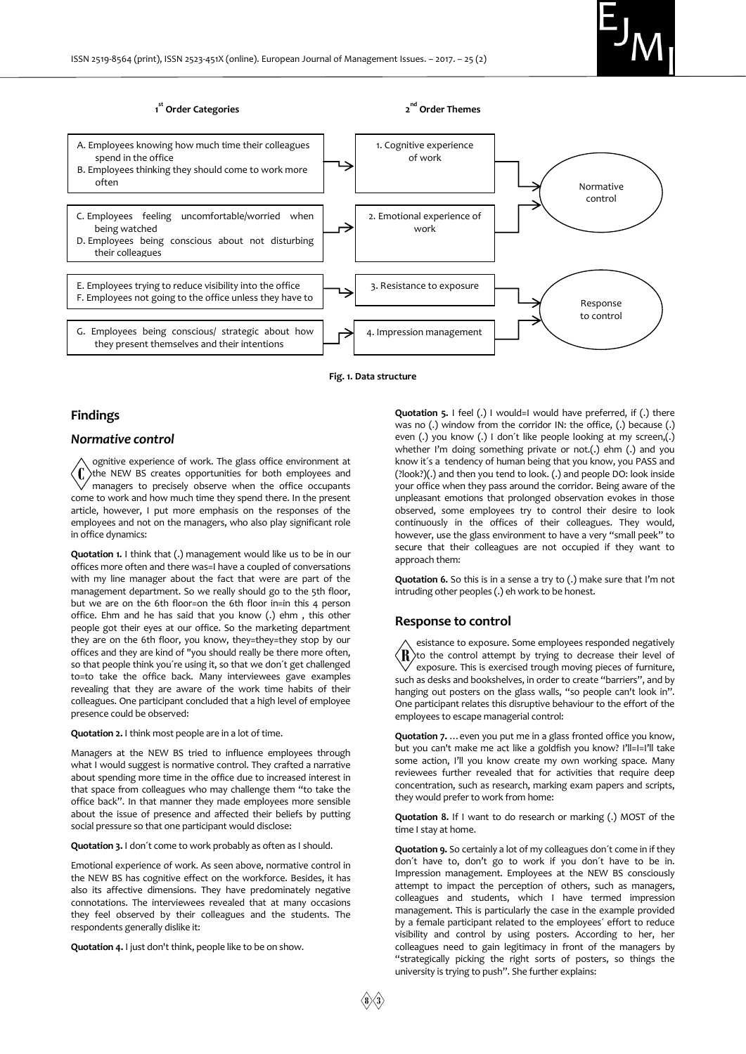| 1st Order Categories | | 2nd Order Themes | | |
|---|---|---|---|---|
| A. Employees knowing how much time their colleagues spend in the office<br>B. Employees thinking they should come to work more often | → | 1. Cognitive experience of work | → | Normative control |
| C. Employees feeling uncomfortable/worried when being watched<br>D. Employees being conscious about not disturbing their colleagues | → | 2. Emotional experience of work | → | Normative control |
| E. Employees trying to reduce visibility into the office<br>F. Employees not going to the office unless they have to | → | 3. Resistance to exposure | → | Response to control |
| G. Employees being conscious/ strategic about how they present themselves and their intentions | → | 4. Impression management | → | Response to control |

**Fig. 1. Data structure**

## Findings

### *Normative control*

Cognitive experience of work. The glass office environment at the NEW BS creates opportunities for both employees and managers to precisely observe when the office occupants come to work and how much time they spend there. In the present article, however, I put more emphasis on the responses of the employees and not on the managers, who also play significant role in office dynamics:

**Quotation 1.** I think that (.) management would like us to be in our offices more often and there was=I have a coupled of conversations with my line manager about the fact that were are part of the management department. So we really should go to the 5th floor, but we are on the 6th floor=on the 6th floor in=in this 4 person office. Ehm and he has said that you know (.) ehm , this other people got their eyes at our office. So the marketing department they are on the 6th floor, you know, they=they=they stop by our offices and they are kind of "you should really be there more often, so that people think you´re using it, so that we don´t get challenged to=to take the office back. Many interviewees gave examples revealing that they are aware of the work time habits of their colleagues. One participant concluded that a high level of employee presence could be observed:

**Quotation 2.** I think most people are in a lot of time.

Managers at the NEW BS tried to influence employees through what I would suggest is normative control. They crafted a narrative about spending more time in the office due to increased interest in that space from colleagues who may challenge them "to take the office back". In that manner they made employees more sensible about the issue of presence and affected their beliefs by putting social pressure so that one participant would disclose:

**Quotation 3.** I don´t come to work probably as often as I should.

Emotional experience of work. As seen above, normative control in the NEW BS has cognitive effect on the workforce. Besides, it has also its affective dimensions. They have predominately negative connotations. The interviewees revealed that at many occasions they feel observed by their colleagues and the students. The respondents generally dislike it:

**Quotation 4.** I just don't think, people like to be on show.

**Quotation 5.** I feel (.) I would=I would have preferred, if (.) there was no (.) window from the corridor IN: the office, (.) because (.) even (.) you know (.) I don´t like people looking at my screen,(.) whether I'm doing something private or not.(.) ehm (.) and you know it´s a tendency of human being that you know, you PASS and (?look?)(.) and then you tend to look. (.) and people DO: look inside your office when they pass around the corridor. Being aware of the unpleasant emotions that prolonged observation evokes in those observed, some employees try to control their desire to look continuously in the offices of their colleagues. They would, however, use the glass environment to have a very "small peek" to secure that their colleagues are not occupied if they want to approach them:

**Quotation 6.** So this is in a sense a try to (.) make sure that I'm not intruding other peoples (.) eh work to be honest.

## Response to control

Resistance to exposure. Some employees responded negatively to the control attempt by trying to decrease their level of exposure. This is exercised trough moving pieces of furniture, such as desks and bookshelves, in order to create "barriers", and by hanging out posters on the glass walls, "so people can't look in". One participant relates this disruptive behaviour to the effort of the employees to escape managerial control:

**Quotation 7.** … even you put me in a glass fronted office you know, but you can't make me act like a goldfish you know? I'll=I=I'll take some action, I'll you know create my own working space. Many reviewees further revealed that for activities that require deep concentration, such as research, marking exam papers and scripts, they would prefer to work from home:

**Quotation 8.** If I want to do research or marking (.) MOST of the time I stay at home.

**Quotation 9.** So certainly a lot of my colleagues don´t come in if they don´t have to, don't go to work if you don´t have to be in. Impression management. Employees at the NEW BS consciously attempt to impact the perception of others, such as managers, colleagues and students, which I have termed impression management. This is particularly the case in the example provided by a female participant related to the employees´ effort to reduce visibility and control by using posters. According to her, her colleagues need to gain legitimacy in front of the managers by "strategically picking the right sorts of posters, so things the university is trying to push". She further explains: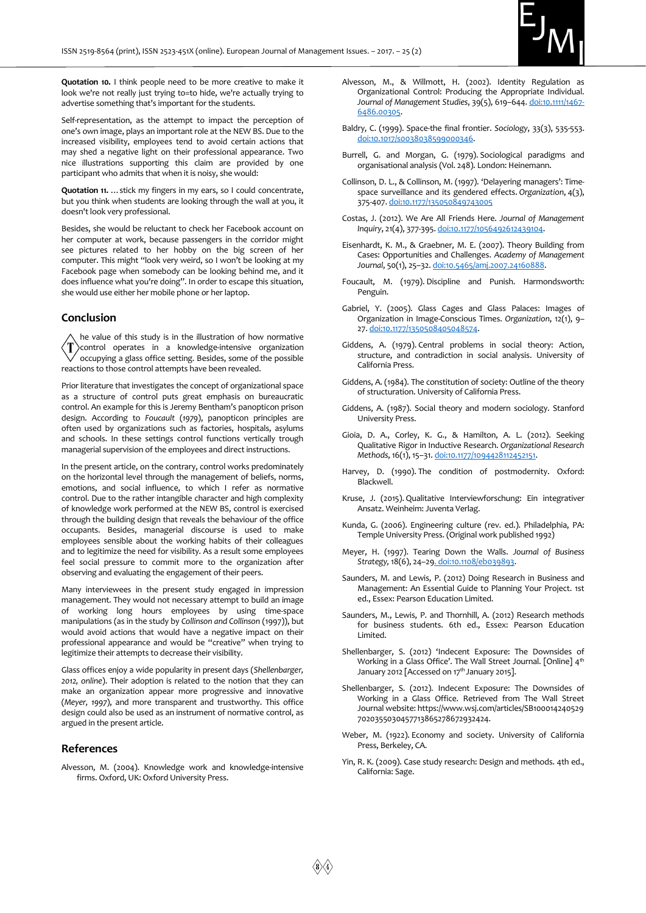**Quotation 10.** I think people need to be more creative to make it look we're not really just trying to=to hide, we're actually trying to advertise something that's important for the students.

Self-representation, as the attempt to impact the perception of one's own image, plays an important role at the NEW BS. Due to the increased visibility, employees tend to avoid certain actions that may shed a negative light on their professional appearance. Two nice illustrations supporting this claim are provided by one participant who admits that when it is noisy, she would:

**Quotation 11.** …stick my fingers in my ears, so I could concentrate, but you think when students are looking through the wall at you, it doesn't look very professional.

Besides, she would be reluctant to check her Facebook account on her computer at work, because passengers in the corridor might see pictures related to her hobby on the big screen of her computer. This might "look very weird, so I won't be looking at my Facebook page when somebody can be looking behind me, and it does influence what you're doing". In order to escape this situation, she would use either her mobile phone or her laptop.

## Conclusion

The value of this study is in the illustration of how normative control operates in a knowledge-intensive organization occupying a glass office setting. Besides, some of the possible reactions to those control attempts have been revealed.

Prior literature that investigates the concept of organizational space as a structure of control puts great emphasis on bureaucratic control. An example for this is Jeremy Bentham's panopticon prison design. According to *Foucault* (1979), panopticon principles are often used by organizations such as factories, hospitals, asylums and schools. In these settings control functions vertically trough managerial supervision of the employees and direct instructions.

In the present article, on the contrary, control works predominately on the horizontal level through the management of beliefs, norms, emotions, and social influence, to which I refer as normative control. Due to the rather intangible character and high complexity of knowledge work performed at the NEW BS, control is exercised through the building design that reveals the behaviour of the office occupants. Besides, managerial discourse is used to make employees sensible about the working habits of their colleagues and to legitimize the need for visibility. As a result some employees feel social pressure to commit more to the organization after observing and evaluating the engagement of their peers.

Many interviewees in the present study engaged in impression management. They would not necessary attempt to build an image of working long hours employees by using time-space manipulations (as in the study by *Collinson and Collinson* (1997)), but would avoid actions that would have a negative impact on their professional appearance and would be "creative" when trying to legitimize their attempts to decrease their visibility.

Glass offices enjoy a wide popularity in present days (*Shellenbarger, 2012, online*). Their adoption is related to the notion that they can make an organization appear more progressive and innovative (*Meyer, 1997*), and more transparent and trustworthy. This office design could also be used as an instrument of normative control, as argued in the present article.

## References

Alvesson, M. (2004). Knowledge work and knowledge-intensive firms. Oxford, UK: Oxford University Press.

Alvesson, M., & Willmott, H. (2002). Identity Regulation as Organizational Control: Producing the Appropriate Individual. *Journal of Management Studies*, 39(5), 619–644. doi:10.1111/1467-6486.00305.

Baldry, C. (1999). Space-the final frontier. *Sociology*, 33(3), 535-553. doi:10.1017/s0038038599000346.

Burrell, G. and Morgan, G. (1979). Sociological paradigms and organisational analysis (Vol. 248). London: Heinemann.

Collinson, D. L., & Collinson, M. (1997). 'Delayering managers': Time-space surveillance and its gendered effects. *Organization*, 4(3), 375-407. doi:10.1177/135050849743005

Costas, J. (2012). We Are All Friends Here. *Journal of Management Inquiry*, 21(4), 377-395. doi:10.1177/1056492612439104.

Eisenhardt, K. M., & Graebner, M. E. (2007). Theory Building from Cases: Opportunities and Challenges. *Academy of Management Journal*, 50(1), 25–32. doi:10.5465/amj.2007.24160888.

Foucault, M. (1979). Discipline and Punish. Harmondsworth: Penguin.

Gabriel, Y. (2005). Glass Cages and Glass Palaces: Images of Organization in Image-Conscious Times. *Organization*, 12(1), 9–27. doi:10.1177/1350508405048574.

Giddens, A. (1979). Central problems in social theory: Action, structure, and contradiction in social analysis. University of California Press.

Giddens, A. (1984). The constitution of society: Outline of the theory of structuration. University of California Press.

Giddens, A. (1987). Social theory and modern sociology. Stanford University Press.

Gioia, D. A., Corley, K. G., & Hamilton, A. L. (2012). Seeking Qualitative Rigor in Inductive Research. *Organizational Research Methods*, 16(1), 15–31. doi:10.1177/1094428112452151.

Harvey, D. (1990). The condition of postmodernity. Oxford: Blackwell.

Kruse, J. (2015). Qualitative Interviewforschung: Ein integrativer Ansatz. Weinheim: Juventa Verlag.

Kunda, G. (2006). Engineering culture (rev. ed.). Philadelphia, PA: Temple University Press. (Original work published 1992)

Meyer, H. (1997). Tearing Down the Walls. *Journal of Business Strategy*, 18(6), 24–29. doi:10.1108/eb039893.

Saunders, M. and Lewis, P. (2012) Doing Research in Business and Management: An Essential Guide to Planning Your Project. 1st ed., Essex: Pearson Education Limited.

Saunders, M., Lewis, P. and Thornhill, A. (2012) Research methods for business students. 6th ed., Essex: Pearson Education Limited.

Shellenbarger, S. (2012) 'Indecent Exposure: The Downsides of Working in a Glass Office'. The Wall Street Journal. [Online] 4th January 2012 [Accessed on 17th January 2015].

Shellenbarger, S. (2012). Indecent Exposure: The Downsides of Working in a Glass Office. Retrieved from The Wall Street Journal website: https://www.wsj.com/articles/SB10001424052970203550304577138652786729324.

Weber, M. (1922). Economy and society. University of California Press, Berkeley, CA.

Yin, R. K. (2009). Case study research: Design and methods. 4th ed., California: Sage.